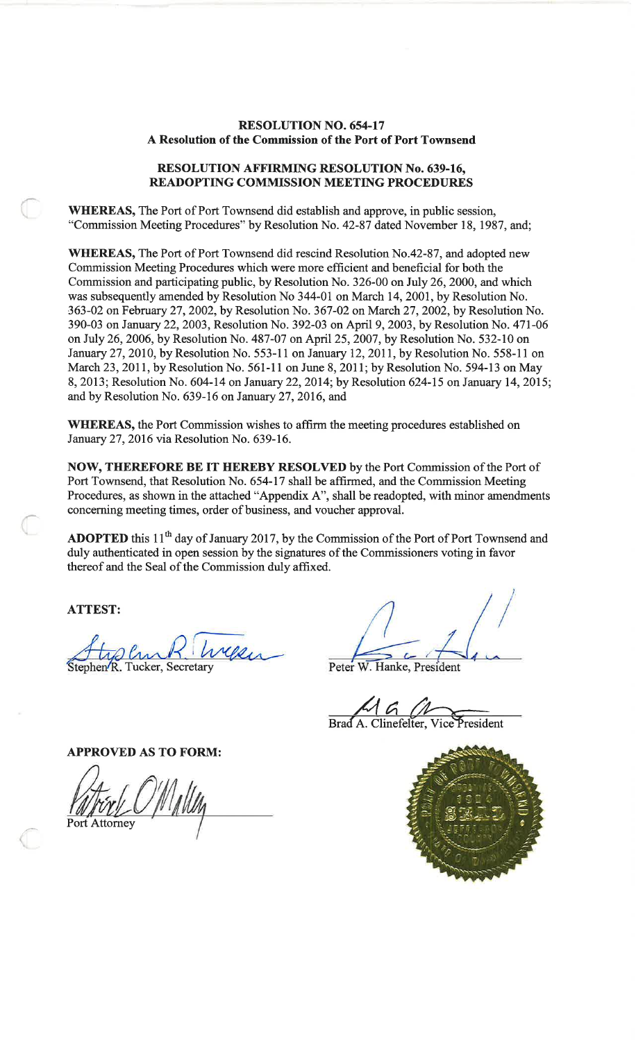**RESOLUTION NO. 654-17**
**A Resolution of the Commission of the Port of Port Townsend**

**RESOLUTION AFFIRMING RESOLUTION No. 639-16, READOPTING COMMISSION MEETING PROCEDURES**

**WHEREAS,** The Port of Port Townsend did establish and approve, in public session, "Commission Meeting Procedures" by Resolution No. 42-87 dated November 18, 1987, and;

**WHEREAS,** The Port of Port Townsend did rescind Resolution No.42-87, and adopted new Commission Meeting Procedures which were more efficient and beneficial for both the Commission and participating public, by Resolution No. 326-00 on July 26, 2000, and which was subsequently amended by Resolution No 344-01 on March 14, 2001, by Resolution No. 363-02 on February 27, 2002, by Resolution No. 367-02 on March 27, 2002, by Resolution No. 390-03 on January 22, 2003, Resolution No. 392-03 on April 9, 2003, by Resolution No. 471-06 on July 26, 2006, by Resolution No. 487-07 on April 25, 2007, by Resolution No. 532-10 on January 27, 2010, by Resolution No. 553-11 on January 12, 2011, by Resolution No. 558-11 on March 23, 2011, by Resolution No. 561-11 on June 8, 2011; by Resolution No. 594-13 on May 8, 2013; Resolution No. 604-14 on January 22, 2014; by Resolution 624-15 on January 14, 2015; and by Resolution No. 639-16 on January 27, 2016, and

**WHEREAS,** the Port Commission wishes to affirm the meeting procedures established on January 27, 2016 via Resolution No. 639-16.

**NOW, THEREFORE BE IT HEREBY RESOLVED** by the Port Commission of the Port of Port Townsend, that Resolution No. 654-17 shall be affirmed, and the Commission Meeting Procedures, as shown in the attached "Appendix A", shall be readopted, with minor amendments concerning meeting times, order of business, and voucher approval.

**ADOPTED** this 11th day of January 2017, by the Commission of the Port of Port Townsend and duly authenticated in open session by the signatures of the Commissioners voting in favor thereof and the Seal of the Commission duly affixed.

**ATTEST:**

Stephen R. Tucker, Secretary

Peter W. Hanke, President

Brad A. Clinefelter, Vice President

**APPROVED AS TO FORM:**

Port Attorney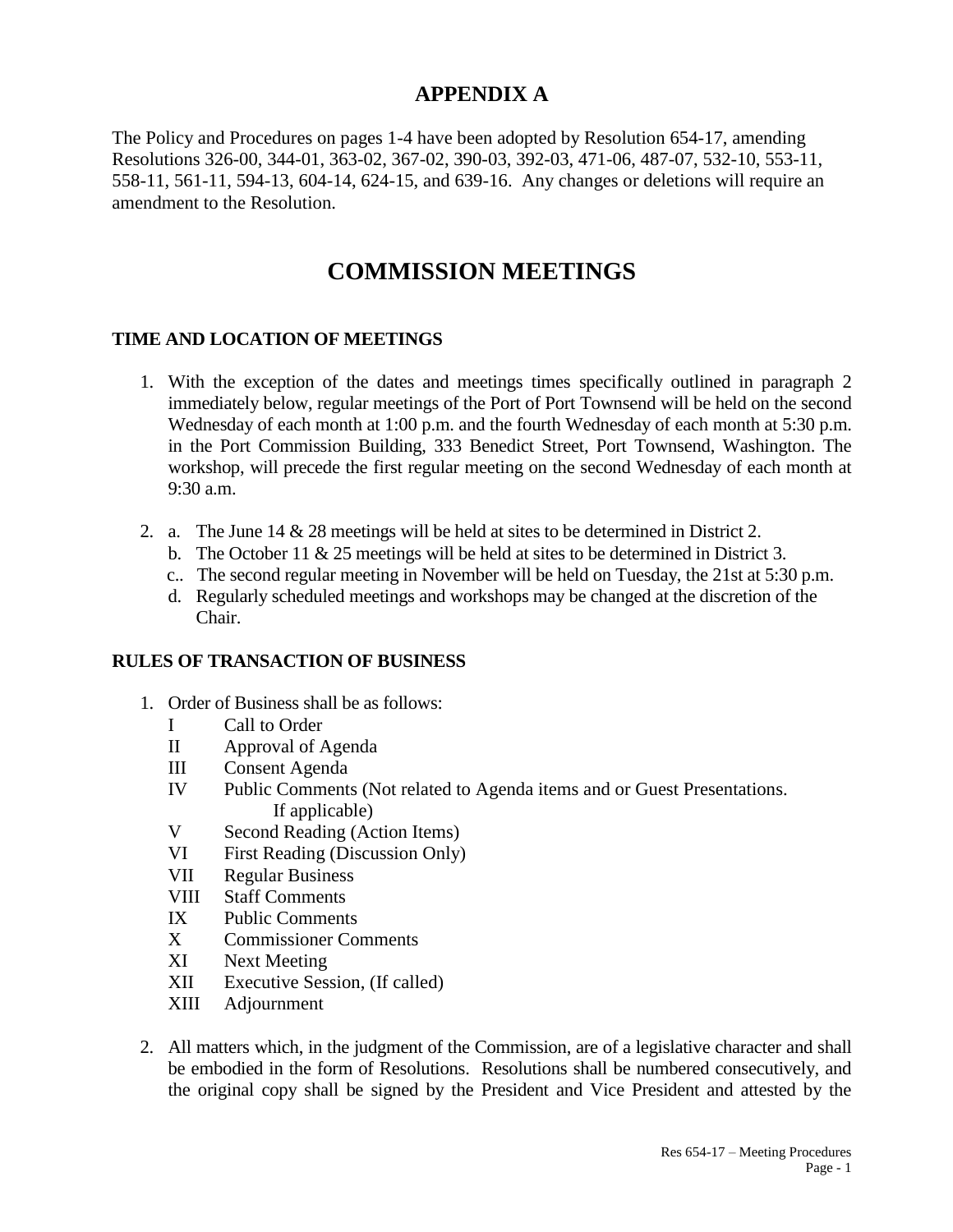# APPENDIX A

The Policy and Procedures on pages 1-4 have been adopted by Resolution 654-17, amending Resolutions 326-00, 344-01, 363-02, 367-02, 390-03, 392-03, 471-06, 487-07, 532-10, 553-11, 558-11, 561-11, 594-13, 604-14, 624-15, and 639-16. Any changes or deletions will require an amendment to the Resolution.

# COMMISSION MEETINGS

## TIME AND LOCATION OF MEETINGS

1. With the exception of the dates and meetings times specifically outlined in paragraph 2 immediately below, regular meetings of the Port of Port Townsend will be held on the second Wednesday of each month at 1:00 p.m. and the fourth Wednesday of each month at 5:30 p.m. in the Port Commission Building, 333 Benedict Street, Port Townsend, Washington. The workshop, will precede the first regular meeting on the second Wednesday of each month at 9:30 a.m.

2. a. The June 14 & 28 meetings will be held at sites to be determined in District 2.
   b. The October 11 & 25 meetings will be held at sites to be determined in District 3.
   c.. The second regular meeting in November will be held on Tuesday, the 21st at 5:30 p.m.
   d. Regularly scheduled meetings and workshops may be changed at the discretion of the Chair.

## RULES OF TRANSACTION OF BUSINESS

1. Order of Business shall be as follows:
   - I Call to Order
   - II Approval of Agenda
   - III Consent Agenda
   - IV Public Comments (Not related to Agenda items and or Guest Presentations. If applicable)
   - V Second Reading (Action Items)
   - VI First Reading (Discussion Only)
   - VII Regular Business
   - VIII Staff Comments
   - IX Public Comments
   - X Commissioner Comments
   - XI Next Meeting
   - XII Executive Session, (If called)
   - XIII Adjournment

2. All matters which, in the judgment of the Commission, are of a legislative character and shall be embodied in the form of Resolutions. Resolutions shall be numbered consecutively, and the original copy shall be signed by the President and Vice President and attested by the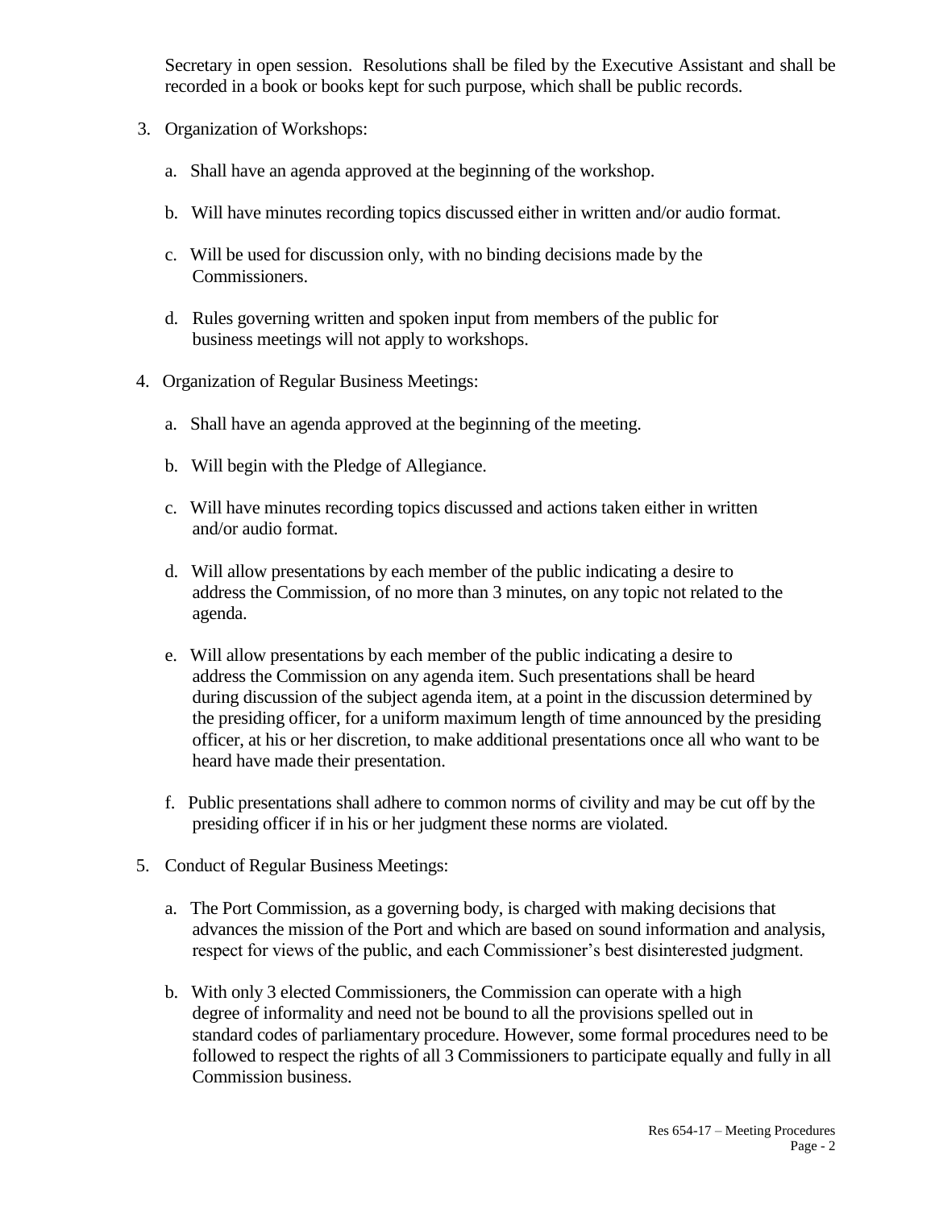Secretary in open session. Resolutions shall be filed by the Executive Assistant and shall be recorded in a book or books kept for such purpose, which shall be public records.

3. Organization of Workshops:

   a. Shall have an agenda approved at the beginning of the workshop.

   b. Will have minutes recording topics discussed either in written and/or audio format.

   c. Will be used for discussion only, with no binding decisions made by the Commissioners.

   d. Rules governing written and spoken input from members of the public for business meetings will not apply to workshops.

4. Organization of Regular Business Meetings:

   a. Shall have an agenda approved at the beginning of the meeting.

   b. Will begin with the Pledge of Allegiance.

   c. Will have minutes recording topics discussed and actions taken either in written and/or audio format.

   d. Will allow presentations by each member of the public indicating a desire to address the Commission, of no more than 3 minutes, on any topic not related to the agenda.

   e. Will allow presentations by each member of the public indicating a desire to address the Commission on any agenda item. Such presentations shall be heard during discussion of the subject agenda item, at a point in the discussion determined by the presiding officer, for a uniform maximum length of time announced by the presiding officer, at his or her discretion, to make additional presentations once all who want to be heard have made their presentation.

   f. Public presentations shall adhere to common norms of civility and may be cut off by the presiding officer if in his or her judgment these norms are violated.

5. Conduct of Regular Business Meetings:

   a. The Port Commission, as a governing body, is charged with making decisions that advances the mission of the Port and which are based on sound information and analysis, respect for views of the public, and each Commissioner's best disinterested judgment.

   b. With only 3 elected Commissioners, the Commission can operate with a high degree of informality and need not be bound to all the provisions spelled out in standard codes of parliamentary procedure. However, some formal procedures need to be followed to respect the rights of all 3 Commissioners to participate equally and fully in all Commission business.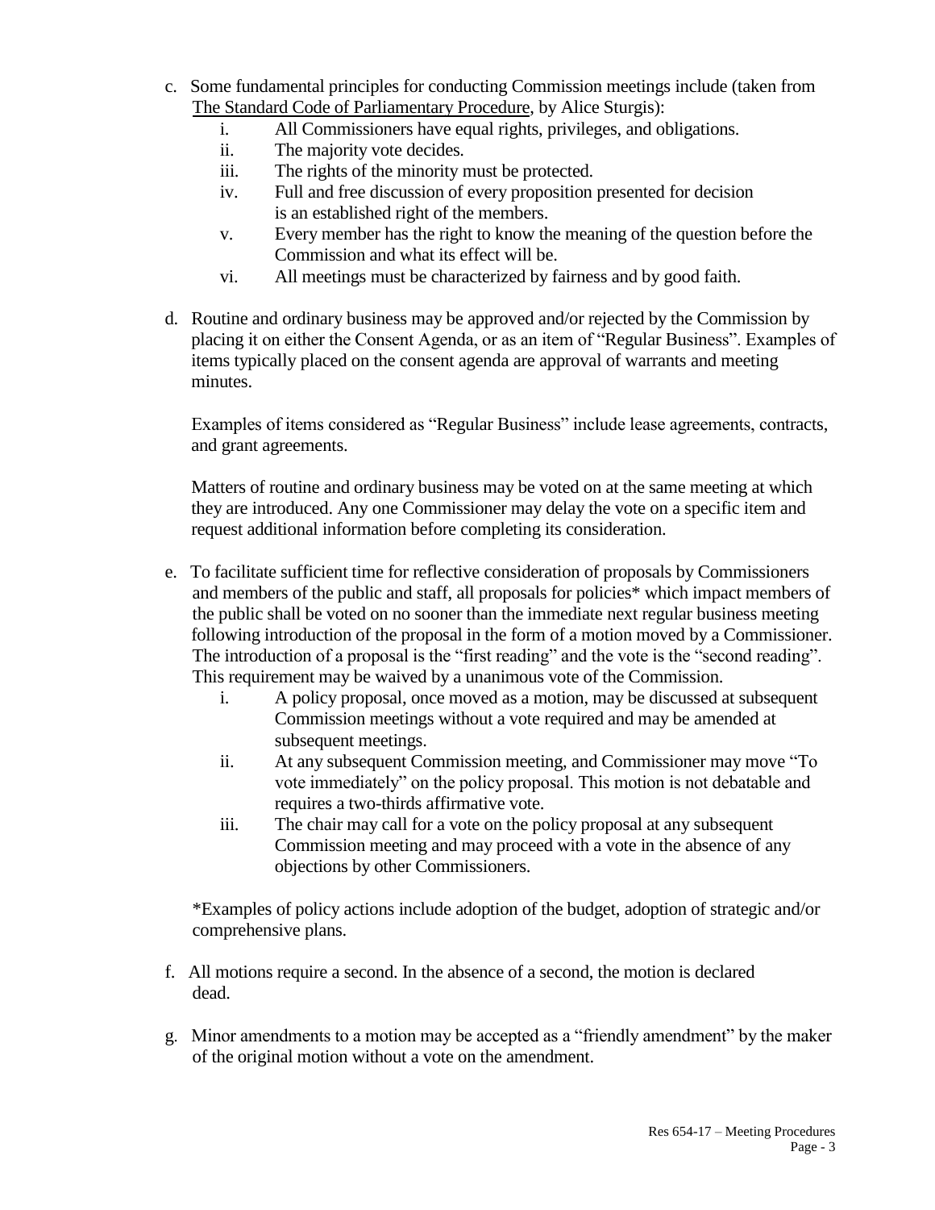c. Some fundamental principles for conducting Commission meetings include (taken from <u>The Standard Code of Parliamentary Procedure</u>, by Alice Sturgis):
   i. All Commissioners have equal rights, privileges, and obligations.
   ii. The majority vote decides.
   iii. The rights of the minority must be protected.
   iv. Full and free discussion of every proposition presented for decision is an established right of the members.
   v. Every member has the right to know the meaning of the question before the Commission and what its effect will be.
   vi. All meetings must be characterized by fairness and by good faith.

d. Routine and ordinary business may be approved and/or rejected by the Commission by placing it on either the Consent Agenda, or as an item of "Regular Business". Examples of items typically placed on the consent agenda are approval of warrants and meeting minutes.

   Examples of items considered as "Regular Business" include lease agreements, contracts, and grant agreements.

   Matters of routine and ordinary business may be voted on at the same meeting at which they are introduced. Any one Commissioner may delay the vote on a specific item and request additional information before completing its consideration.

e. To facilitate sufficient time for reflective consideration of proposals by Commissioners and members of the public and staff, all proposals for policies* which impact members of the public shall be voted on no sooner than the immediate next regular business meeting following introduction of the proposal in the form of a motion moved by a Commissioner. The introduction of a proposal is the "first reading" and the vote is the "second reading". This requirement may be waived by a unanimous vote of the Commission.
   i. A policy proposal, once moved as a motion, may be discussed at subsequent Commission meetings without a vote required and may be amended at subsequent meetings.
   ii. At any subsequent Commission meeting, and Commissioner may move "To vote immediately" on the policy proposal. This motion is not debatable and requires a two-thirds affirmative vote.
   iii. The chair may call for a vote on the policy proposal at any subsequent Commission meeting and may proceed with a vote in the absence of any objections by other Commissioners.

   *Examples of policy actions include adoption of the budget, adoption of strategic and/or comprehensive plans.

f. All motions require a second. In the absence of a second, the motion is declared dead.

g. Minor amendments to a motion may be accepted as a "friendly amendment" by the maker of the original motion without a vote on the amendment.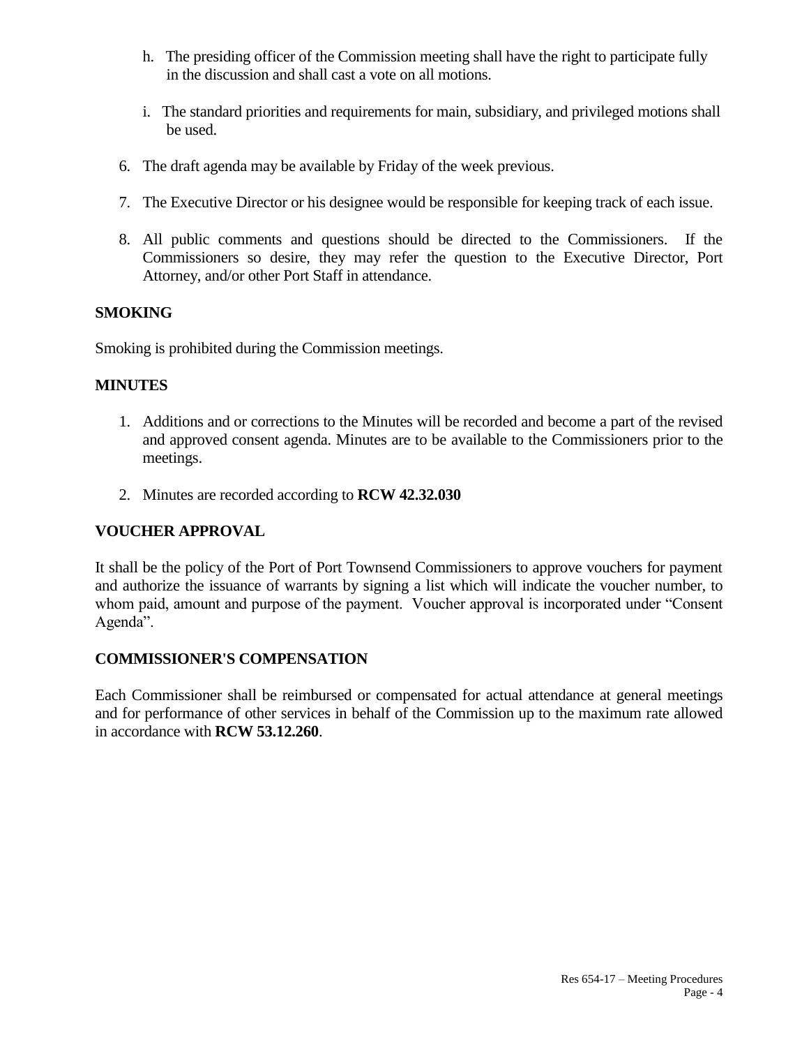h. The presiding officer of the Commission meeting shall have the right to participate fully in the discussion and shall cast a vote on all motions.

i. The standard priorities and requirements for main, subsidiary, and privileged motions shall be used.

6. The draft agenda may be available by Friday of the week previous.

7. The Executive Director or his designee would be responsible for keeping track of each issue.

8. All public comments and questions should be directed to the Commissioners. If the Commissioners so desire, they may refer the question to the Executive Director, Port Attorney, and/or other Port Staff in attendance.

## SMOKING

Smoking is prohibited during the Commission meetings.

## MINUTES

1. Additions and or corrections to the Minutes will be recorded and become a part of the revised and approved consent agenda. Minutes are to be available to the Commissioners prior to the meetings.

2. Minutes are recorded according to **RCW 42.32.030**

## VOUCHER APPROVAL

It shall be the policy of the Port of Port Townsend Commissioners to approve vouchers for payment and authorize the issuance of warrants by signing a list which will indicate the voucher number, to whom paid, amount and purpose of the payment. Voucher approval is incorporated under "Consent Agenda".

## COMMISSIONER'S COMPENSATION

Each Commissioner shall be reimbursed or compensated for actual attendance at general meetings and for performance of other services in behalf of the Commission up to the maximum rate allowed in accordance with **RCW 53.12.260**.